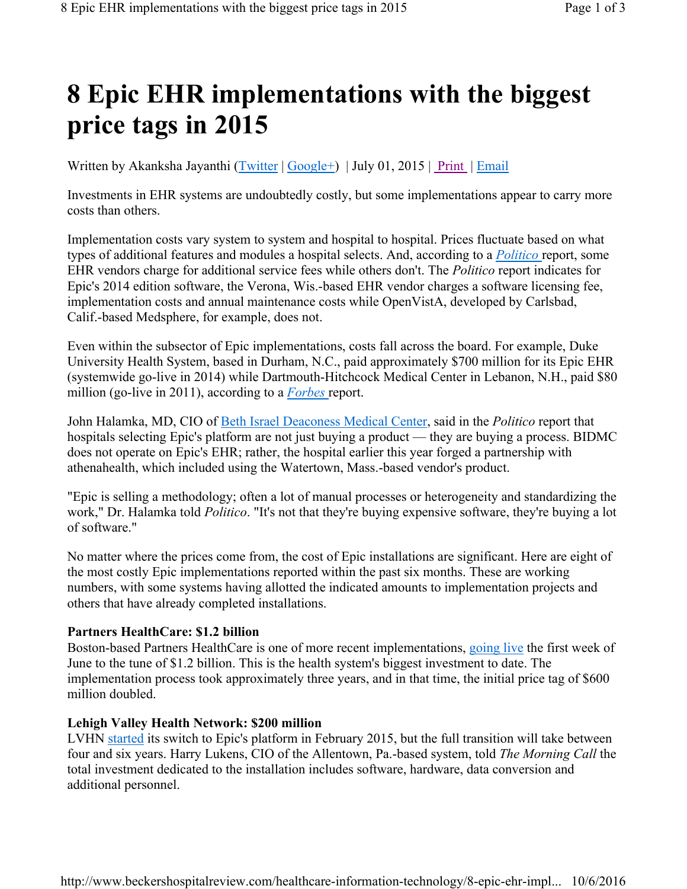# 8 Epic EHR implementations with the biggest price tags in 2015

Written by Akanksha Jayanthi (Twitter | Google+) | July 01, 2015 | Print | Email

Investments in EHR systems are undoubtedly costly, but some implementations appear to carry more costs than others.

Implementation costs vary system to system and hospital to hospital. Prices fluctuate based on what types of additional features and modules a hospital selects. And, according to a *Politico* report, some EHR vendors charge for additional service fees while others don't. The *Politico* report indicates for Epic's 2014 edition software, the Verona, Wis.-based EHR vendor charges a software licensing fee, implementation costs and annual maintenance costs while OpenVistA, developed by Carlsbad, Calif.-based Medsphere, for example, does not.

Even within the subsector of Epic implementations, costs fall across the board. For example, Duke University Health System, based in Durham, N.C., paid approximately $700 million for its Epic EHR (systemwide go-live in 2014) while Dartmouth-Hitchcock Medical Center in Lebanon, N.H., paid $80 million (go-live in 2011), according to a *Forbes* report.

John Halamka, MD, CIO of Beth Israel Deaconess Medical Center, said in the *Politico* report that hospitals selecting Epic's platform are not just buying a product — they are buying a process. BIDMC does not operate on Epic's EHR; rather, the hospital earlier this year forged a partnership with athenahealth, which included using the Watertown, Mass.-based vendor's product.

"Epic is selling a methodology; often a lot of manual processes or heterogeneity and standardizing the work," Dr. Halamka told *Politico*. "It's not that they're buying expensive software, they're buying a lot of software."

No matter where the prices come from, the cost of Epic installations are significant. Here are eight of the most costly Epic implementations reported within the past six months. These are working numbers, with some systems having allotted the indicated amounts to implementation projects and others that have already completed installations.

**Partners HealthCare: $1.2 billion**
Boston-based Partners HealthCare is one of more recent implementations, going live the first week of June to the tune of $1.2 billion. This is the health system's biggest investment to date. The implementation process took approximately three years, and in that time, the initial price tag of $600 million doubled.

**Lehigh Valley Health Network: $200 million**
LVHN started its switch to Epic's platform in February 2015, but the full transition will take between four and six years. Harry Lukens, CIO of the Allentown, Pa.-based system, told *The Morning Call* the total investment dedicated to the installation includes software, hardware, data conversion and additional personnel.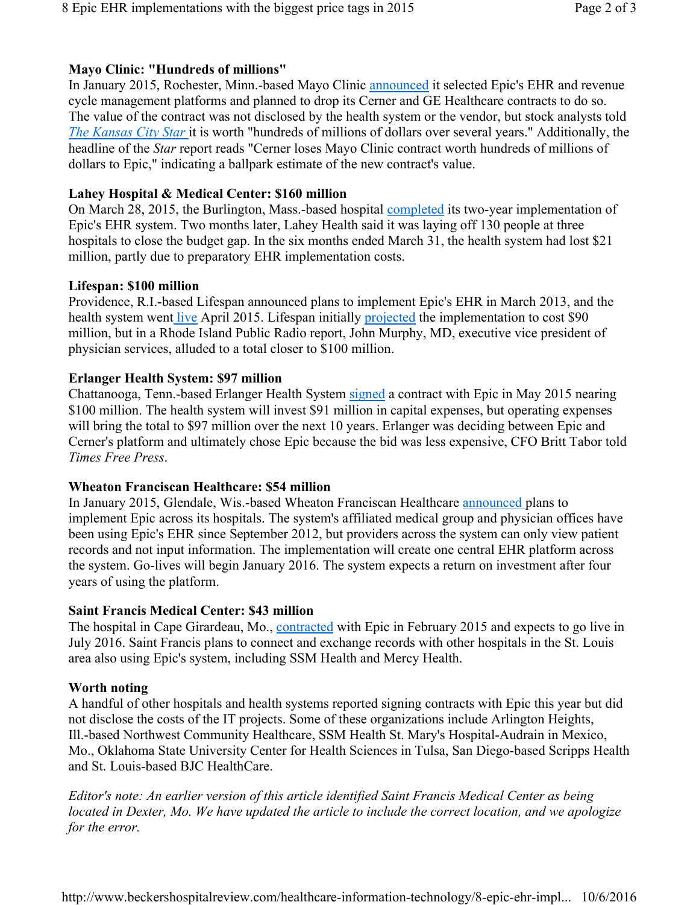**Mayo Clinic: "Hundreds of millions"**

In January 2015, Rochester, Minn.-based Mayo Clinic announced it selected Epic's EHR and revenue cycle management platforms and planned to drop its Cerner and GE Healthcare contracts to do so. The value of the contract was not disclosed by the health system or the vendor, but stock analysts told *The Kansas City Star* it is worth "hundreds of millions of dollars over several years." Additionally, the headline of the *Star* report reads "Cerner loses Mayo Clinic contract worth hundreds of millions of dollars to Epic," indicating a ballpark estimate of the new contract's value.

**Lahey Hospital & Medical Center: $160 million**

On March 28, 2015, the Burlington, Mass.-based hospital completed its two-year implementation of Epic's EHR system. Two months later, Lahey Health said it was laying off 130 people at three hospitals to close the budget gap. In the six months ended March 31, the health system had lost $21 million, partly due to preparatory EHR implementation costs.

**Lifespan: $100 million**

Providence, R.I.-based Lifespan announced plans to implement Epic's EHR in March 2013, and the health system went live April 2015. Lifespan initially projected the implementation to cost $90 million, but in a Rhode Island Public Radio report, John Murphy, MD, executive vice president of physician services, alluded to a total closer to $100 million.

**Erlanger Health System: $97 million**

Chattanooga, Tenn.-based Erlanger Health System signed a contract with Epic in May 2015 nearing $100 million. The health system will invest $91 million in capital expenses, but operating expenses will bring the total to $97 million over the next 10 years. Erlanger was deciding between Epic and Cerner's platform and ultimately chose Epic because the bid was less expensive, CFO Britt Tabor told *Times Free Press*.

**Wheaton Franciscan Healthcare: $54 million**

In January 2015, Glendale, Wis.-based Wheaton Franciscan Healthcare announced plans to implement Epic across its hospitals. The system's affiliated medical group and physician offices have been using Epic's EHR since September 2012, but providers across the system can only view patient records and not input information. The implementation will create one central EHR platform across the system. Go-lives will begin January 2016. The system expects a return on investment after four years of using the platform.

**Saint Francis Medical Center: $43 million**

The hospital in Cape Girardeau, Mo., contracted with Epic in February 2015 and expects to go live in July 2016. Saint Francis plans to connect and exchange records with other hospitals in the St. Louis area also using Epic's system, including SSM Health and Mercy Health.

**Worth noting**

A handful of other hospitals and health systems reported signing contracts with Epic this year but did not disclose the costs of the IT projects. Some of these organizations include Arlington Heights, Ill.-based Northwest Community Healthcare, SSM Health St. Mary's Hospital-Audrain in Mexico, Mo., Oklahoma State University Center for Health Sciences in Tulsa, San Diego-based Scripps Health and St. Louis-based BJC HealthCare.

*Editor's note: An earlier version of this article identified Saint Francis Medical Center as being located in Dexter, Mo. We have updated the article to include the correct location, and we apologize for the error.*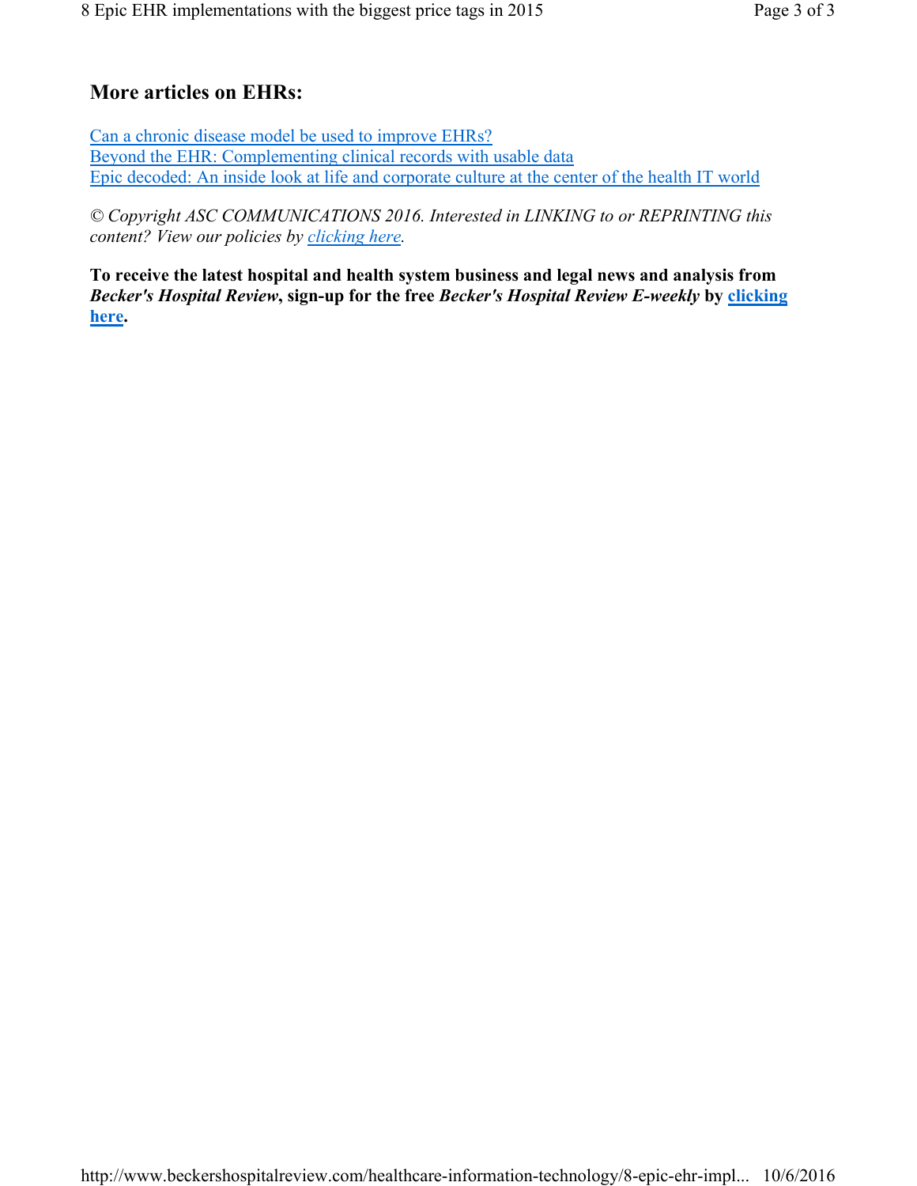## More articles on EHRs:

Can a chronic disease model be used to improve EHRs?
Beyond the EHR: Complementing clinical records with usable data
Epic decoded: An inside look at life and corporate culture at the center of the health IT world

*© Copyright ASC COMMUNICATIONS 2016. Interested in LINKING to or REPRINTING this content? View our policies by clicking here.*

**To receive the latest hospital and health system business and legal news and analysis from *Becker's Hospital Review*, sign-up for the free *Becker's Hospital Review E-weekly* by clicking here.**